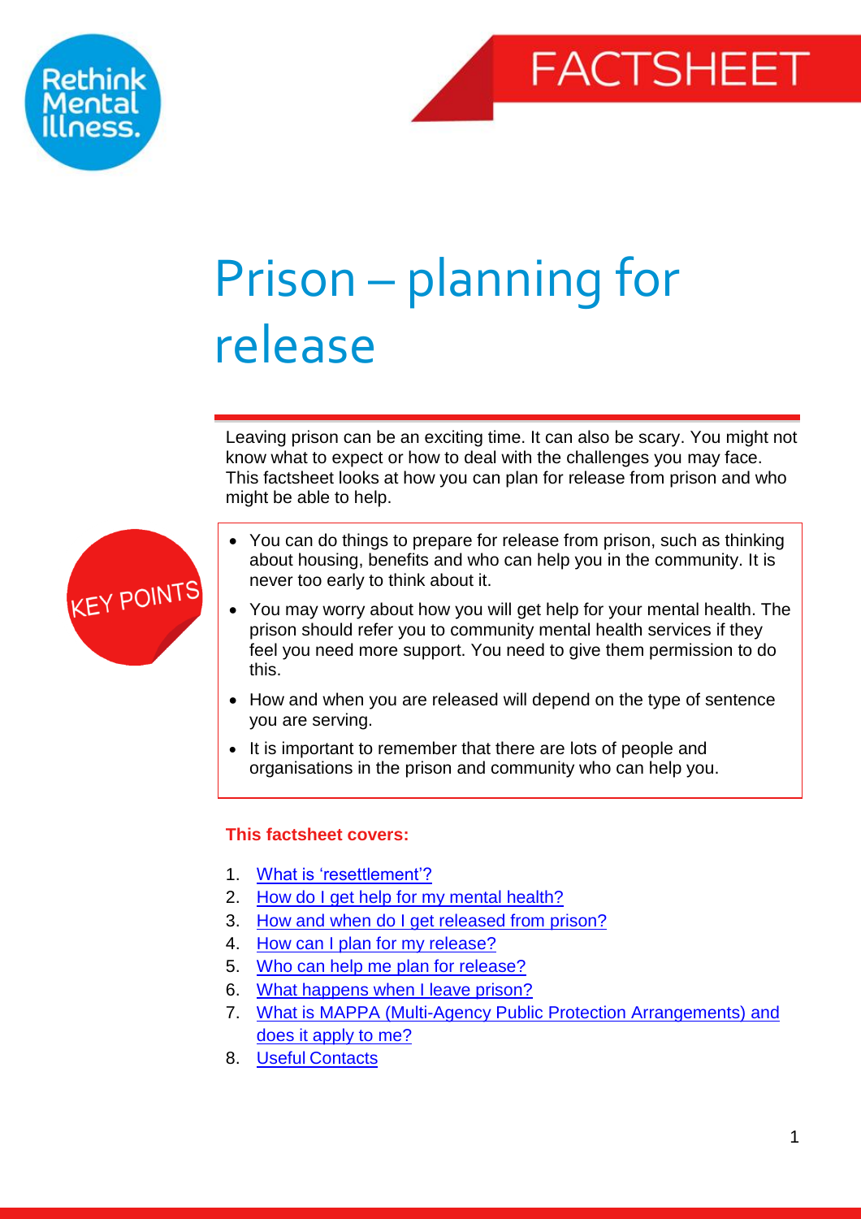Rethink Mental Illness.

FACTSHEET

# Prison – planning for release

Leaving prison can be an exciting time. It can also be scary. You might not know what to expect or how to deal with the challenges you may face. This factsheet looks at how you can plan for release from prison and who might be able to help.

**KEY POINTS**

- You can do things to prepare for release from prison, such as thinking about housing, benefits and who can help you in the community. It is never too early to think about it.
- You may worry about how you will get help for your mental health. The prison should refer you to community mental health services if they feel you need more support. You need to give them permission to do this.
- How and when you are released will depend on the type of sentence you are serving.
- It is important to remember that there are lots of people and organisations in the prison and community who can help you.

**This factsheet covers:**

1. What is 'resettlement'?
2. How do I get help for my mental health?
3. How and when do I get released from prison?
4. How can I plan for my release?
5. Who can help me plan for release?
6. What happens when I leave prison?
7. What is MAPPA (Multi-Agency Public Protection Arrangements) and does it apply to me?
8. Useful Contacts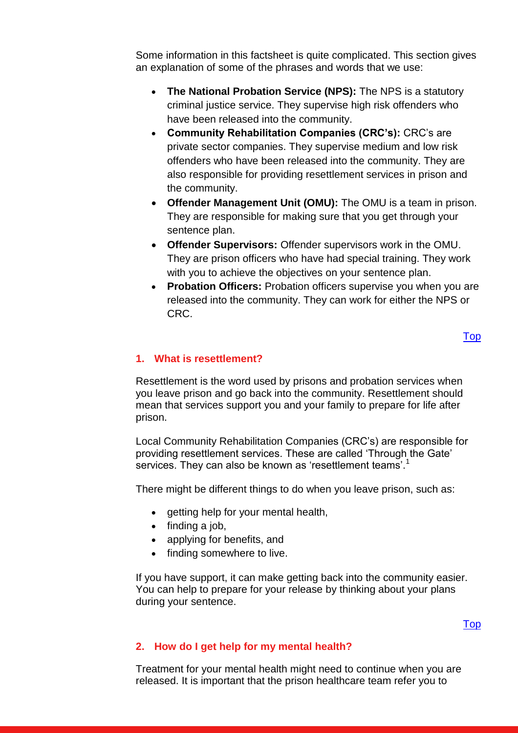Some information in this factsheet is quite complicated. This section gives an explanation of some of the phrases and words that we use:

- **The National Probation Service (NPS):** The NPS is a statutory criminal justice service. They supervise high risk offenders who have been released into the community.
- **Community Rehabilitation Companies (CRC's):** CRC's are private sector companies. They supervise medium and low risk offenders who have been released into the community. They are also responsible for providing resettlement services in prison and the community.
- **Offender Management Unit (OMU):** The OMU is a team in prison. They are responsible for making sure that you get through your sentence plan.
- **Offender Supervisors:** Offender supervisors work in the OMU. They are prison officers who have had special training. They work with you to achieve the objectives on your sentence plan.
- **Probation Officers:** Probation officers supervise you when you are released into the community. They can work for either the NPS or CRC.

Top

## 1. What is resettlement?

Resettlement is the word used by prisons and probation services when you leave prison and go back into the community. Resettlement should mean that services support you and your family to prepare for life after prison.

Local Community Rehabilitation Companies (CRC's) are responsible for providing resettlement services. These are called 'Through the Gate' services. They can also be known as 'resettlement teams'.[1]

There might be different things to do when you leave prison, such as:

- getting help for your mental health,
- finding a job,
- applying for benefits, and
- finding somewhere to live.

If you have support, it can make getting back into the community easier. You can help to prepare for your release by thinking about your plans during your sentence.

Top

## 2. How do I get help for my mental health?

Treatment for your mental health might need to continue when you are released. It is important that the prison healthcare team refer you to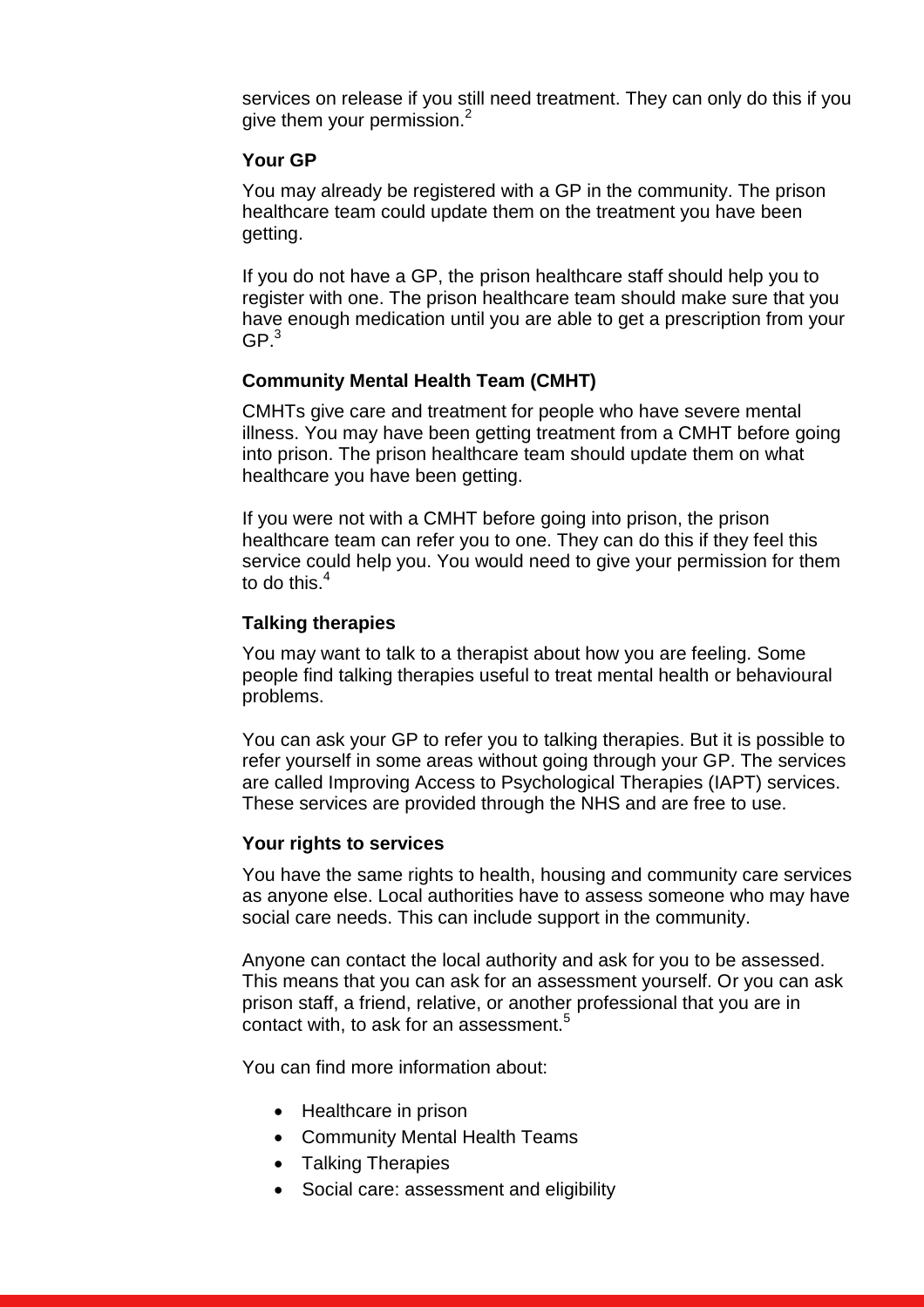services on release if you still need treatment. They can only do this if you give them your permission.[2]

### Your GP

You may already be registered with a GP in the community. The prison healthcare team could update them on the treatment you have been getting.

If you do not have a GP, the prison healthcare staff should help you to register with one. The prison healthcare team should make sure that you have enough medication until you are able to get a prescription from your GP.[3]

### Community Mental Health Team (CMHT)

CMHTs give care and treatment for people who have severe mental illness. You may have been getting treatment from a CMHT before going into prison. The prison healthcare team should update them on what healthcare you have been getting.

If you were not with a CMHT before going into prison, the prison healthcare team can refer you to one. They can do this if they feel this service could help you. You would need to give your permission for them to do this.[4]

### Talking therapies

You may want to talk to a therapist about how you are feeling. Some people find talking therapies useful to treat mental health or behavioural problems.

You can ask your GP to refer you to talking therapies. But it is possible to refer yourself in some areas without going through your GP. The services are called Improving Access to Psychological Therapies (IAPT) services. These services are provided through the NHS and are free to use.

### Your rights to services

You have the same rights to health, housing and community care services as anyone else. Local authorities have to assess someone who may have social care needs. This can include support in the community.

Anyone can contact the local authority and ask for you to be assessed. This means that you can ask for an assessment yourself. Or you can ask prison staff, a friend, relative, or another professional that you are in contact with, to ask for an assessment.[5]

You can find more information about:

- Healthcare in prison
- Community Mental Health Teams
- Talking Therapies
- Social care: assessment and eligibility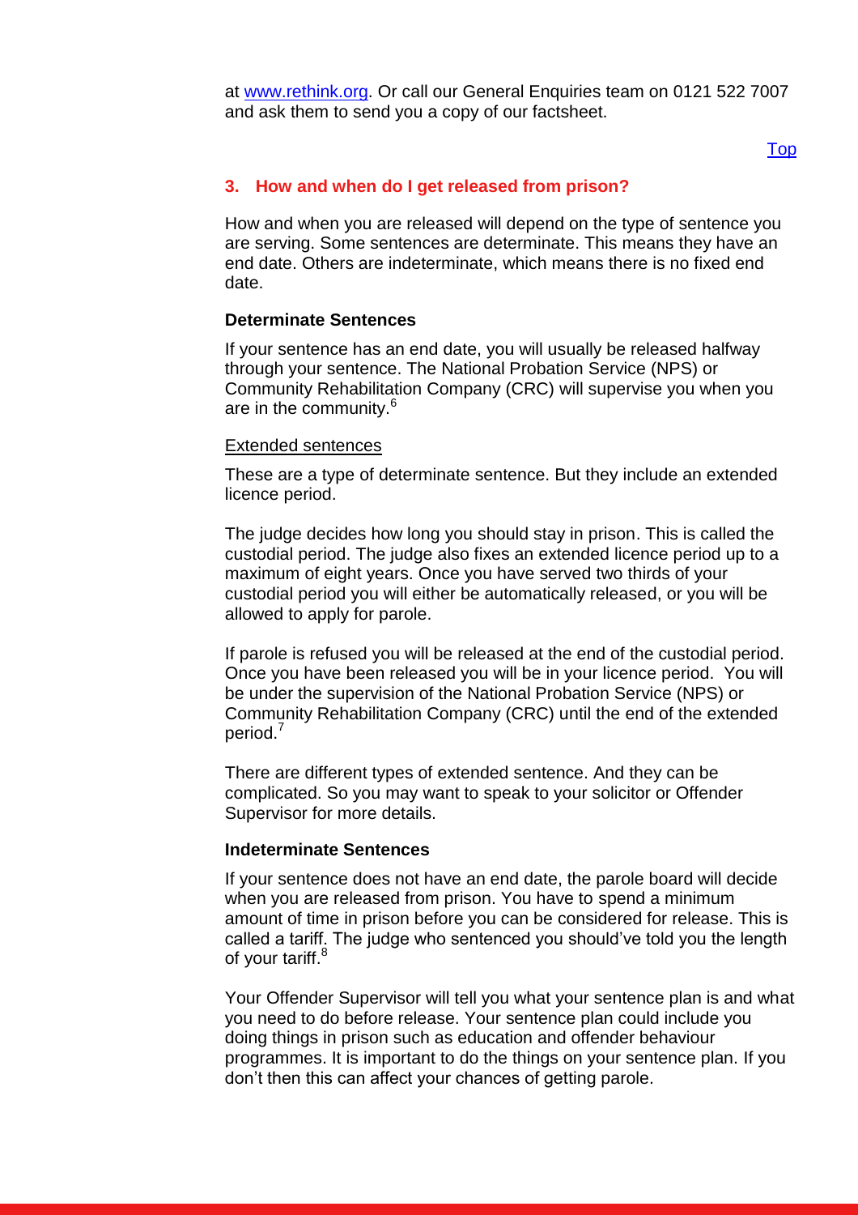at [www.rethink.org](http://www.rethink.org). Or call our General Enquiries team on 0121 522 7007 and ask them to send you a copy of our factsheet.

Top

## 3. How and when do I get released from prison?

How and when you are released will depend on the type of sentence you are serving. Some sentences are determinate. This means they have an end date. Others are indeterminate, which means there is no fixed end date.

### Determinate Sentences

If your sentence has an end date, you will usually be released halfway through your sentence. The National Probation Service (NPS) or Community Rehabilitation Company (CRC) will supervise you when you are in the community.[6]

#### Extended sentences

These are a type of determinate sentence. But they include an extended licence period.

The judge decides how long you should stay in prison. This is called the custodial period. The judge also fixes an extended licence period up to a maximum of eight years. Once you have served two thirds of your custodial period you will either be automatically released, or you will be allowed to apply for parole.

If parole is refused you will be released at the end of the custodial period. Once you have been released you will be in your licence period. You will be under the supervision of the National Probation Service (NPS) or Community Rehabilitation Company (CRC) until the end of the extended period.[7]

There are different types of extended sentence. And they can be complicated. So you may want to speak to your solicitor or Offender Supervisor for more details.

### Indeterminate Sentences

If your sentence does not have an end date, the parole board will decide when you are released from prison. You have to spend a minimum amount of time in prison before you can be considered for release. This is called a tariff. The judge who sentenced you should've told you the length of your tariff.[8]

Your Offender Supervisor will tell you what your sentence plan is and what you need to do before release. Your sentence plan could include you doing things in prison such as education and offender behaviour programmes. It is important to do the things on your sentence plan. If you don't then this can affect your chances of getting parole.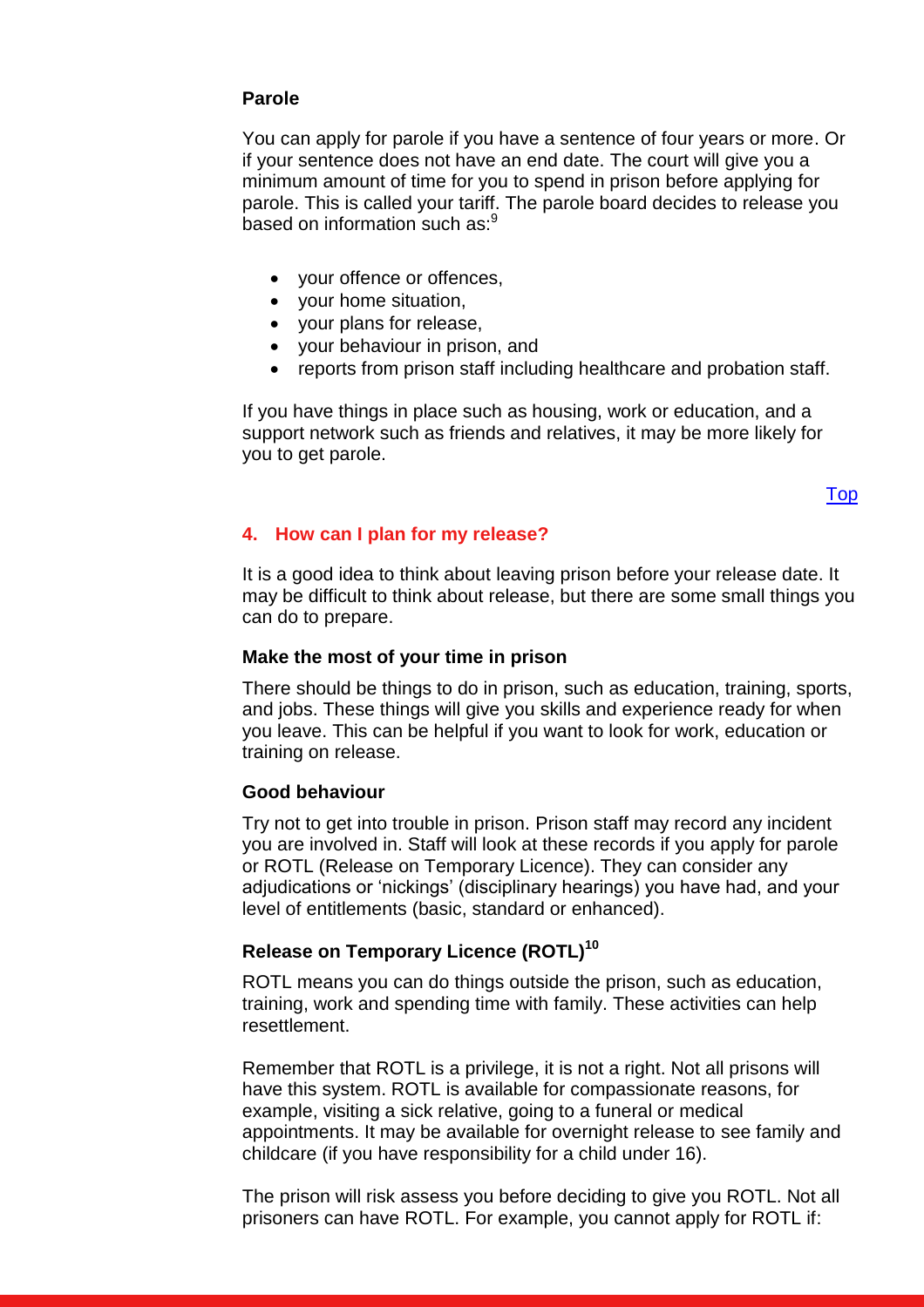### Parole

You can apply for parole if you have a sentence of four years or more. Or if your sentence does not have an end date. The court will give you a minimum amount of time for you to spend in prison before applying for parole. This is called your tariff. The parole board decides to release you based on information such as:[9]

- your offence or offences,
- your home situation,
- your plans for release,
- your behaviour in prison, and
- reports from prison staff including healthcare and probation staff.

If you have things in place such as housing, work or education, and a support network such as friends and relatives, it may be more likely for you to get parole.

[Top](#)

## 4. How can I plan for my release?

It is a good idea to think about leaving prison before your release date. It may be difficult to think about release, but there are some small things you can do to prepare.

### Make the most of your time in prison

There should be things to do in prison, such as education, training, sports, and jobs. These things will give you skills and experience ready for when you leave. This can be helpful if you want to look for work, education or training on release.

### Good behaviour

Try not to get into trouble in prison. Prison staff may record any incident you are involved in. Staff will look at these records if you apply for parole or ROTL (Release on Temporary Licence). They can consider any adjudications or 'nickings' (disciplinary hearings) you have had, and your level of entitlements (basic, standard or enhanced).

### Release on Temporary Licence (ROTL)[10]

ROTL means you can do things outside the prison, such as education, training, work and spending time with family. These activities can help resettlement.

Remember that ROTL is a privilege, it is not a right. Not all prisons will have this system. ROTL is available for compassionate reasons, for example, visiting a sick relative, going to a funeral or medical appointments. It may be available for overnight release to see family and childcare (if you have responsibility for a child under 16).

The prison will risk assess you before deciding to give you ROTL. Not all prisoners can have ROTL. For example, you cannot apply for ROTL if: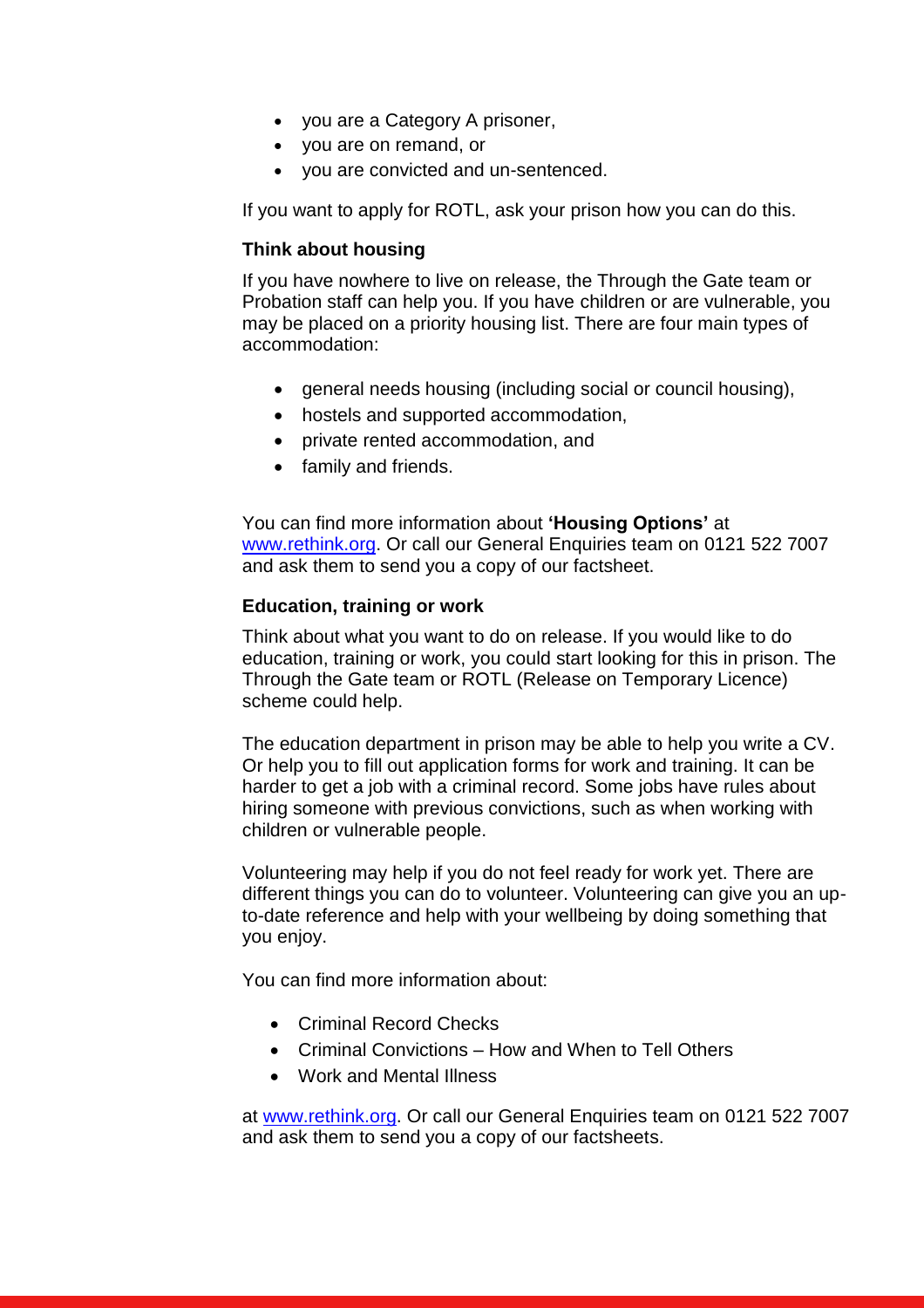- you are a Category A prisoner,
- you are on remand, or
- you are convicted and un-sentenced.

If you want to apply for ROTL, ask your prison how you can do this.

**Think about housing**

If you have nowhere to live on release, the Through the Gate team or Probation staff can help you. If you have children or are vulnerable, you may be placed on a priority housing list. There are four main types of accommodation:

- general needs housing (including social or council housing),
- hostels and supported accommodation,
- private rented accommodation, and
- family and friends.

You can find more information about **'Housing Options'** at [www.rethink.org](www.rethink.org). Or call our General Enquiries team on 0121 522 7007 and ask them to send you a copy of our factsheet.

**Education, training or work**

Think about what you want to do on release. If you would like to do education, training or work, you could start looking for this in prison. The Through the Gate team or ROTL (Release on Temporary Licence) scheme could help.

The education department in prison may be able to help you write a CV. Or help you to fill out application forms for work and training. It can be harder to get a job with a criminal record. Some jobs have rules about hiring someone with previous convictions, such as when working with children or vulnerable people.

Volunteering may help if you do not feel ready for work yet. There are different things you can do to volunteer. Volunteering can give you an up-to-date reference and help with your wellbeing by doing something that you enjoy.

You can find more information about:

- Criminal Record Checks
- Criminal Convictions – How and When to Tell Others
- Work and Mental Illness

at [www.rethink.org](www.rethink.org). Or call our General Enquiries team on 0121 522 7007 and ask them to send you a copy of our factsheets.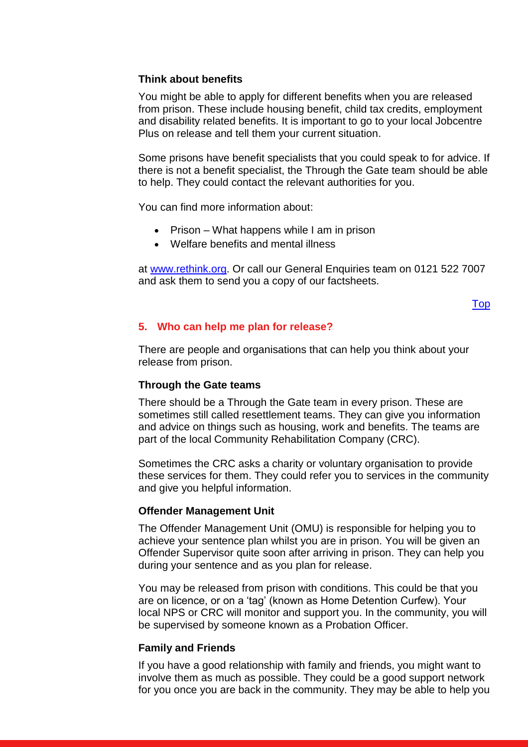### Think about benefits

You might be able to apply for different benefits when you are released from prison. These include housing benefit, child tax credits, employment and disability related benefits. It is important to go to your local Jobcentre Plus on release and tell them your current situation.

Some prisons have benefit specialists that you could speak to for advice. If there is not a benefit specialist, the Through the Gate team should be able to help. They could contact the relevant authorities for you.

You can find more information about:

- Prison – What happens while I am in prison
- Welfare benefits and mental illness

at [www.rethink.org](http://www.rethink.org). Or call our General Enquiries team on 0121 522 7007 and ask them to send you a copy of our factsheets.

Top

## 5. Who can help me plan for release?

There are people and organisations that can help you think about your release from prison.

### Through the Gate teams

There should be a Through the Gate team in every prison. These are sometimes still called resettlement teams. They can give you information and advice on things such as housing, work and benefits. The teams are part of the local Community Rehabilitation Company (CRC).

Sometimes the CRC asks a charity or voluntary organisation to provide these services for them. They could refer you to services in the community and give you helpful information.

### Offender Management Unit

The Offender Management Unit (OMU) is responsible for helping you to achieve your sentence plan whilst you are in prison. You will be given an Offender Supervisor quite soon after arriving in prison. They can help you during your sentence and as you plan for release.

You may be released from prison with conditions. This could be that you are on licence, or on a 'tag' (known as Home Detention Curfew). Your local NPS or CRC will monitor and support you. In the community, you will be supervised by someone known as a Probation Officer.

### Family and Friends

If you have a good relationship with family and friends, you might want to involve them as much as possible. They could be a good support network for you once you are back in the community. They may be able to help you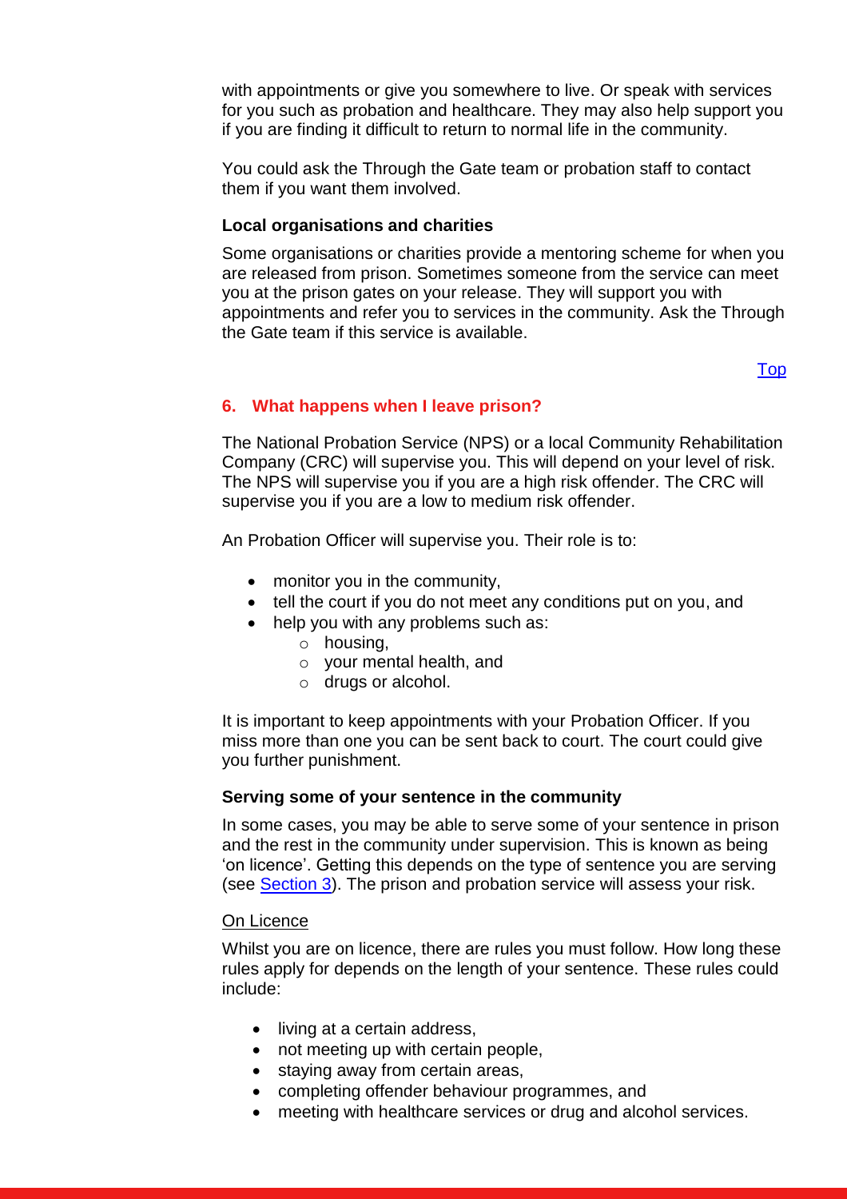with appointments or give you somewhere to live. Or speak with services for you such as probation and healthcare. They may also help support you if you are finding it difficult to return to normal life in the community.

You could ask the Through the Gate team or probation staff to contact them if you want them involved.

**Local organisations and charities**

Some organisations or charities provide a mentoring scheme for when you are released from prison. Sometimes someone from the service can meet you at the prison gates on your release. They will support you with appointments and refer you to services in the community. Ask the Through the Gate team if this service is available.

Top

## 6. What happens when I leave prison?

The National Probation Service (NPS) or a local Community Rehabilitation Company (CRC) will supervise you. This will depend on your level of risk. The NPS will supervise you if you are a high risk offender. The CRC will supervise you if you are a low to medium risk offender.

An Probation Officer will supervise you. Their role is to:

- monitor you in the community,
- tell the court if you do not meet any conditions put on you, and
- help you with any problems such as:
    - housing,
    - your mental health, and
    - drugs or alcohol.

It is important to keep appointments with your Probation Officer. If you miss more than one you can be sent back to court. The court could give you further punishment.

**Serving some of your sentence in the community**

In some cases, you may be able to serve some of your sentence in prison and the rest in the community under supervision. This is known as being 'on licence'. Getting this depends on the type of sentence you are serving (see Section 3). The prison and probation service will assess your risk.

On Licence

Whilst you are on licence, there are rules you must follow. How long these rules apply for depends on the length of your sentence. These rules could include:

- living at a certain address,
- not meeting up with certain people,
- staying away from certain areas,
- completing offender behaviour programmes, and
- meeting with healthcare services or drug and alcohol services.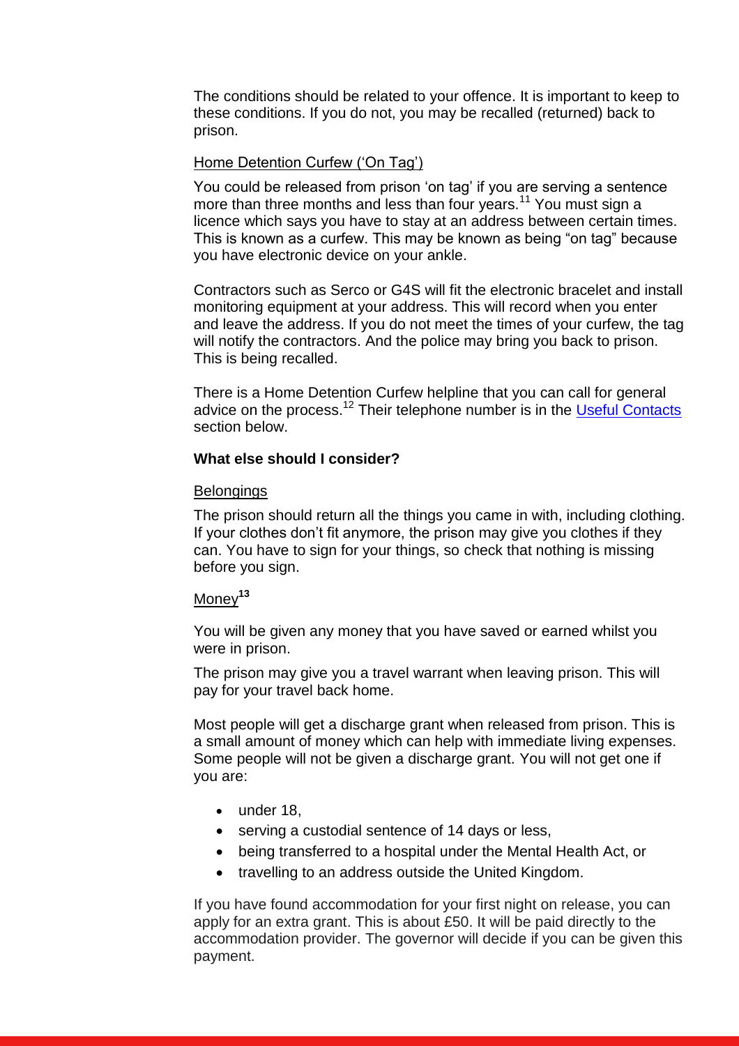The conditions should be related to your offence. It is important to keep to these conditions. If you do not, you may be recalled (returned) back to prison.

### Home Detention Curfew ('On Tag')

You could be released from prison 'on tag' if you are serving a sentence more than three months and less than four years.[11] You must sign a licence which says you have to stay at an address between certain times. This is known as a curfew. This may be known as being "on tag" because you have electronic device on your ankle.

Contractors such as Serco or G4S will fit the electronic bracelet and install monitoring equipment at your address. This will record when you enter and leave the address. If you do not meet the times of your curfew, the tag will notify the contractors. And the police may bring you back to prison. This is being recalled.

There is a Home Detention Curfew helpline that you can call for general advice on the process.[12] Their telephone number is in the Useful Contacts section below.

## What else should I consider?

### Belongings

The prison should return all the things you came in with, including clothing. If your clothes don't fit anymore, the prison may give you clothes if they can. You have to sign for your things, so check that nothing is missing before you sign.

### Money[13]

You will be given any money that you have saved or earned whilst you were in prison.

The prison may give you a travel warrant when leaving prison. This will pay for your travel back home.

Most people will get a discharge grant when released from prison. This is a small amount of money which can help with immediate living expenses. Some people will not be given a discharge grant. You will not get one if you are:

- under 18,
- serving a custodial sentence of 14 days or less,
- being transferred to a hospital under the Mental Health Act, or
- travelling to an address outside the United Kingdom.

If you have found accommodation for your first night on release, you can apply for an extra grant. This is about £50. It will be paid directly to the accommodation provider. The governor will decide if you can be given this payment.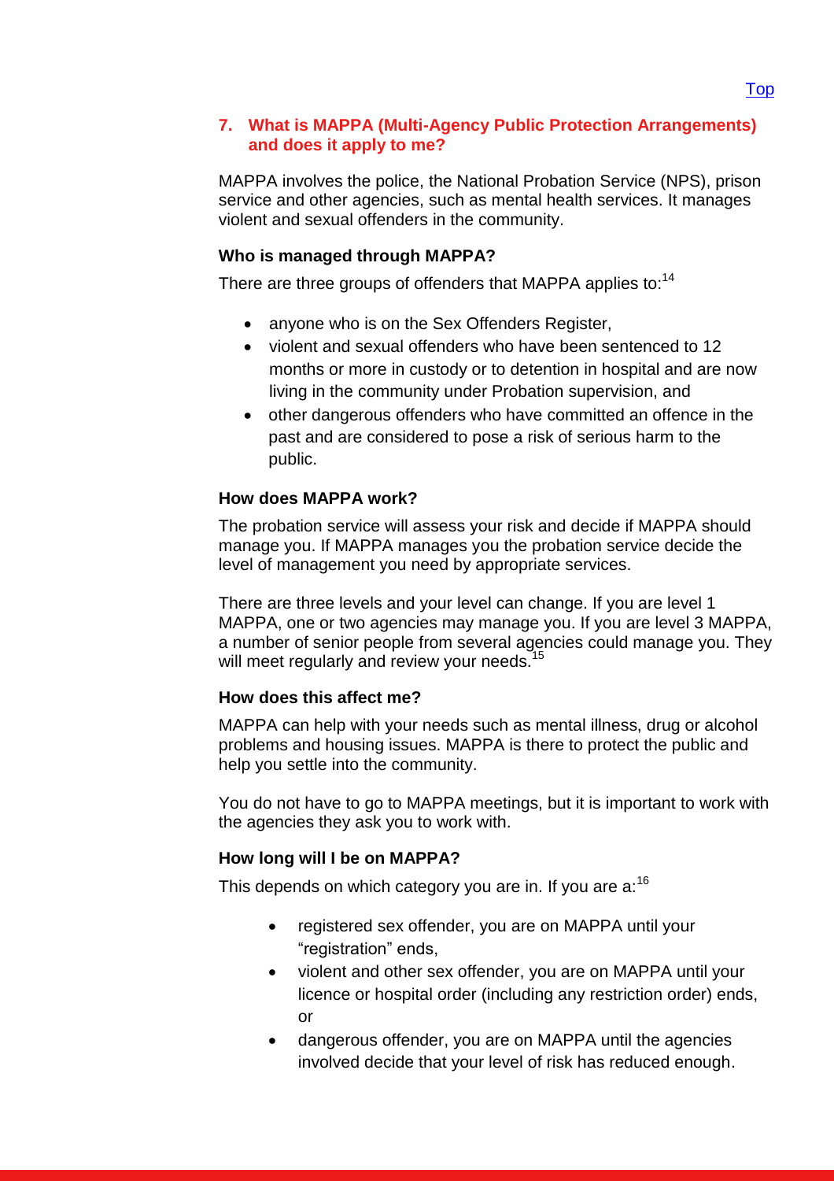## 7. What is MAPPA (Multi-Agency Public Protection Arrangements) and does it apply to me?

MAPPA involves the police, the National Probation Service (NPS), prison service and other agencies, such as mental health services. It manages violent and sexual offenders in the community.

### Who is managed through MAPPA?

There are three groups of offenders that MAPPA applies to:[14]

- anyone who is on the Sex Offenders Register,
- violent and sexual offenders who have been sentenced to 12 months or more in custody or to detention in hospital and are now living in the community under Probation supervision, and
- other dangerous offenders who have committed an offence in the past and are considered to pose a risk of serious harm to the public.

### How does MAPPA work?

The probation service will assess your risk and decide if MAPPA should manage you. If MAPPA manages you the probation service decide the level of management you need by appropriate services.

There are three levels and your level can change. If you are level 1 MAPPA, one or two agencies may manage you. If you are level 3 MAPPA, a number of senior people from several agencies could manage you. They will meet regularly and review your needs.[15]

### How does this affect me?

MAPPA can help with your needs such as mental illness, drug or alcohol problems and housing issues. MAPPA is there to protect the public and help you settle into the community.

You do not have to go to MAPPA meetings, but it is important to work with the agencies they ask you to work with.

### How long will I be on MAPPA?

This depends on which category you are in. If you are a:[16]

- registered sex offender, you are on MAPPA until your "registration" ends,
- violent and other sex offender, you are on MAPPA until your licence or hospital order (including any restriction order) ends, or
- dangerous offender, you are on MAPPA until the agencies involved decide that your level of risk has reduced enough.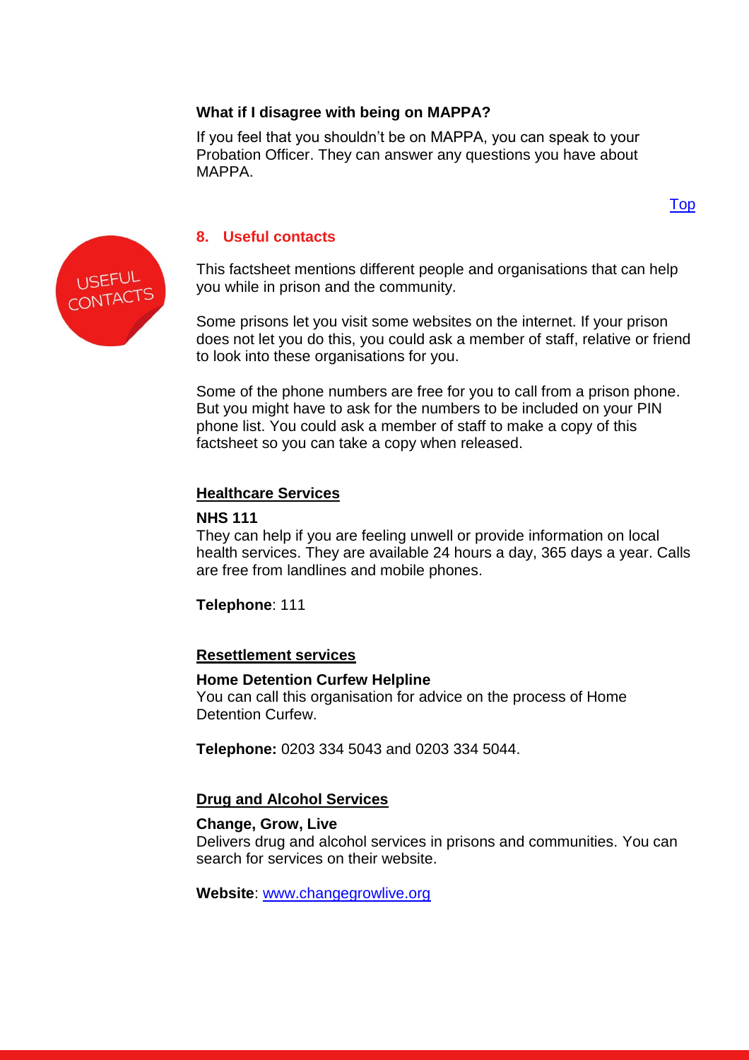**What if I disagree with being on MAPPA?**

If you feel that you shouldn't be on MAPPA, you can speak to your Probation Officer. They can answer any questions you have about MAPPA.

[Top]

## 8. Useful contacts

This factsheet mentions different people and organisations that can help you while in prison and the community.

Some prisons let you visit some websites on the internet. If your prison does not let you do this, you could ask a member of staff, relative or friend to look into these organisations for you.

Some of the phone numbers are free for you to call from a prison phone. But you might have to ask for the numbers to be included on your PIN phone list. You could ask a member of staff to make a copy of this factsheet so you can take a copy when released.

### Healthcare Services

**NHS 111**
They can help if you are feeling unwell or provide information on local health services. They are available 24 hours a day, 365 days a year. Calls are free from landlines and mobile phones.

**Telephone**: 111

### Resettlement services

**Home Detention Curfew Helpline**
You can call this organisation for advice on the process of Home Detention Curfew.

**Telephone:** 0203 334 5043 and 0203 334 5044.

### Drug and Alcohol Services

**Change, Grow, Live**
Delivers drug and alcohol services in prisons and communities. You can search for services on their website.

**Website**: www.changegrowlive.org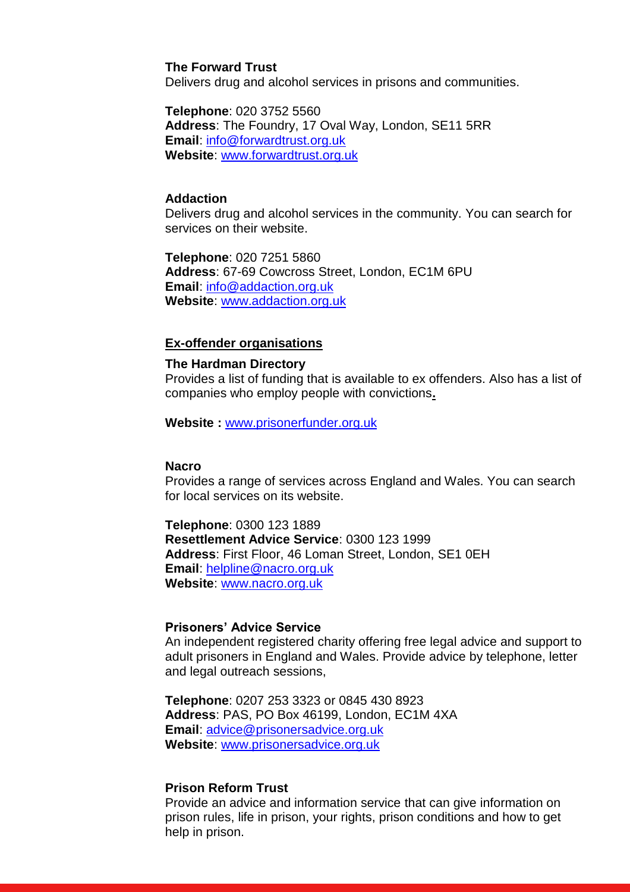**The Forward Trust**
Delivers drug and alcohol services in prisons and communities.

**Telephone**: 020 3752 5560
**Address**: The Foundry, 17 Oval Way, London, SE11 5RR
**Email**: info@forwardtrust.org.uk
**Website**: www.forwardtrust.org.uk

**Addaction**
Delivers drug and alcohol services in the community. You can search for services on their website.

**Telephone**: 020 7251 5860
**Address**: 67-69 Cowcross Street, London, EC1M 6PU
**Email**: info@addaction.org.uk
**Website**: www.addaction.org.uk

## Ex-offender organisations

**The Hardman Directory**
Provides a list of funding that is available to ex offenders. Also has a list of companies who employ people with convictions.

**Website :** www.prisonerfunder.org.uk

**Nacro**
Provides a range of services across England and Wales. You can search for local services on its website.

**Telephone**: 0300 123 1889
**Resettlement Advice Service**: 0300 123 1999
**Address**: First Floor, 46 Loman Street, London, SE1 0EH
**Email**: helpline@nacro.org.uk
**Website**: www.nacro.org.uk

**Prisoners' Advice Service**
An independent registered charity offering free legal advice and support to adult prisoners in England and Wales. Provide advice by telephone, letter and legal outreach sessions,

**Telephone**: 0207 253 3323 or 0845 430 8923
**Address**: PAS, PO Box 46199, London, EC1M 4XA
**Email**: advice@prisonersadvice.org.uk
**Website**: www.prisonersadvice.org.uk

**Prison Reform Trust**
Provide an advice and information service that can give information on prison rules, life in prison, your rights, prison conditions and how to get help in prison.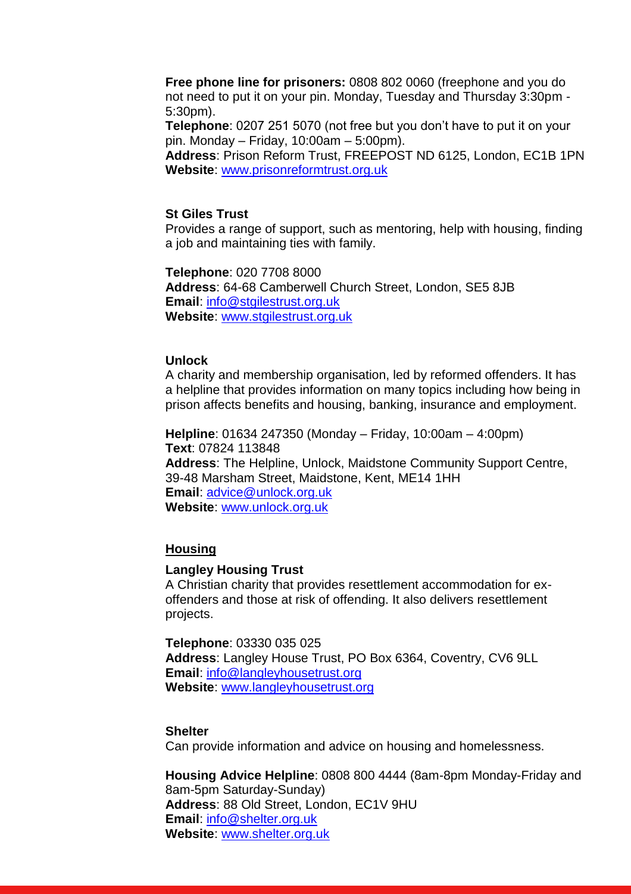**Free phone line for prisoners:** 0808 802 0060 (freephone and you do not need to put it on your pin. Monday, Tuesday and Thursday 3:30pm - 5:30pm).
**Telephone**: 0207 251 5070 (not free but you don't have to put it on your pin. Monday – Friday, 10:00am – 5:00pm).
**Address**: Prison Reform Trust, FREEPOST ND 6125, London, EC1B 1PN
**Website**: www.prisonreformtrust.org.uk

**St Giles Trust**
Provides a range of support, such as mentoring, help with housing, finding a job and maintaining ties with family.

**Telephone**: 020 7708 8000
**Address**: 64-68 Camberwell Church Street, London, SE5 8JB
**Email**: info@stgilestrust.org.uk
**Website**: www.stgilestrust.org.uk

**Unlock**
A charity and membership organisation, led by reformed offenders. It has a helpline that provides information on many topics including how being in prison affects benefits and housing, banking, insurance and employment.

**Helpline**: 01634 247350 (Monday – Friday, 10:00am – 4:00pm)
**Text**: 07824 113848
**Address**: The Helpline, Unlock, Maidstone Community Support Centre, 39-48 Marsham Street, Maidstone, Kent, ME14 1HH
**Email**: advice@unlock.org.uk
**Website**: www.unlock.org.uk

## Housing

**Langley Housing Trust**
A Christian charity that provides resettlement accommodation for ex-offenders and those at risk of offending. It also delivers resettlement projects.

**Telephone**: 03330 035 025
**Address**: Langley House Trust, PO Box 6364, Coventry, CV6 9LL
**Email**: info@langleyhousetrust.org
**Website**: www.langleyhousetrust.org

**Shelter**
Can provide information and advice on housing and homelessness.

**Housing Advice Helpline**: 0808 800 4444 (8am-8pm Monday-Friday and 8am-5pm Saturday-Sunday)
**Address**: 88 Old Street, London, EC1V 9HU
**Email**: info@shelter.org.uk
**Website**: www.shelter.org.uk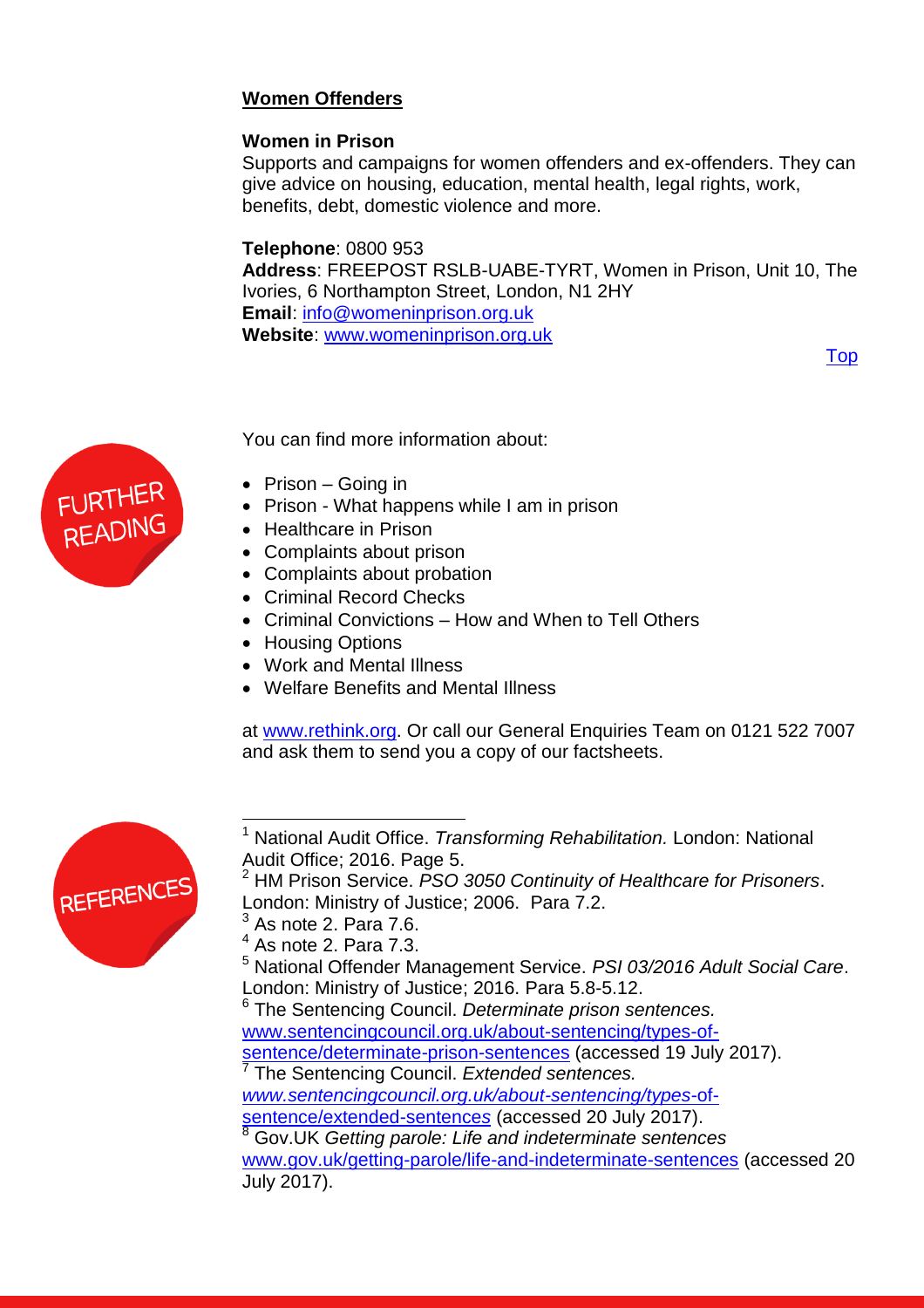## Women Offenders

### Women in Prison

Supports and campaigns for women offenders and ex-offenders. They can give advice on housing, education, mental health, legal rights, work, benefits, debt, domestic violence and more.

**Telephone**: 0800 953
**Address**: FREEPOST RSLB-UABE-TYRT, Women in Prison, Unit 10, The Ivories, 6 Northampton Street, London, N1 2HY
**Email**: info@womeninprison.org.uk
**Website**: www.womeninprison.org.uk

Top

FURTHER READING

You can find more information about:

- Prison – Going in
- Prison - What happens while I am in prison
- Healthcare in Prison
- Complaints about prison
- Complaints about probation
- Criminal Record Checks
- Criminal Convictions – How and When to Tell Others
- Housing Options
- Work and Mental Illness
- Welfare Benefits and Mental Illness

at www.rethink.org. Or call our General Enquiries Team on 0121 522 7007 and ask them to send you a copy of our factsheets.

REFERENCES

[1] National Audit Office. *Transforming Rehabilitation.* London: National Audit Office; 2016. Page 5.
[2] HM Prison Service. *PSO 3050 Continuity of Healthcare for Prisoners*. London: Ministry of Justice; 2006. Para 7.2.
[3] As note 2. Para 7.6.
[4] As note 2. Para 7.3.
[5] National Offender Management Service. *PSI 03/2016 Adult Social Care*. London: Ministry of Justice; 2016. Para 5.8-5.12.
[6] The Sentencing Council. *Determinate prison sentences.* www.sentencingcouncil.org.uk/about-sentencing/types-of-sentence/determinate-prison-sentences (accessed 19 July 2017).
[7] The Sentencing Council. *Extended sentences.* www.sentencingcouncil.org.uk/about-sentencing/types-of-sentence/extended-sentences (accessed 20 July 2017).
[8] Gov.UK *Getting parole: Life and indeterminate sentences* www.gov.uk/getting-parole/life-and-indeterminate-sentences (accessed 20 July 2017).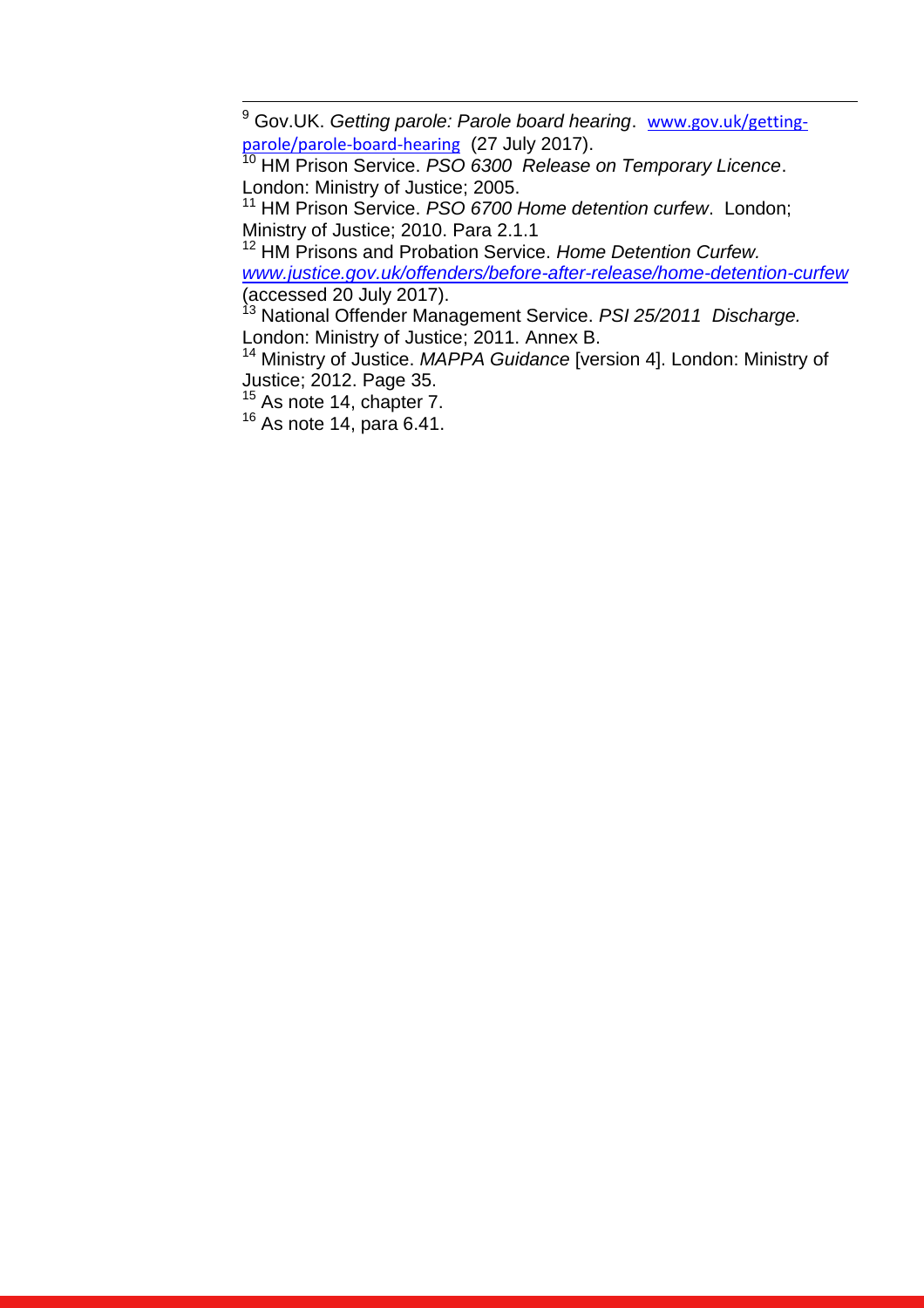[9] Gov.UK. *Getting parole: Parole board hearing*. www.gov.uk/getting-parole/parole-board-hearing (27 July 2017).

[10] HM Prison Service. *PSO 6300 Release on Temporary Licence*. London: Ministry of Justice; 2005.

[11] HM Prison Service. *PSO 6700 Home detention curfew*. London; Ministry of Justice; 2010. Para 2.1.1

[12] HM Prisons and Probation Service. *Home Detention Curfew. www.justice.gov.uk/offenders/before-after-release/home-detention-curfew* (accessed 20 July 2017).

[13] National Offender Management Service. *PSI 25/2011 Discharge.* London: Ministry of Justice; 2011. Annex B.

[14] Ministry of Justice. *MAPPA Guidance* [version 4]. London: Ministry of Justice; 2012. Page 35.

[15] As note 14, chapter 7.

[16] As note 14, para 6.41.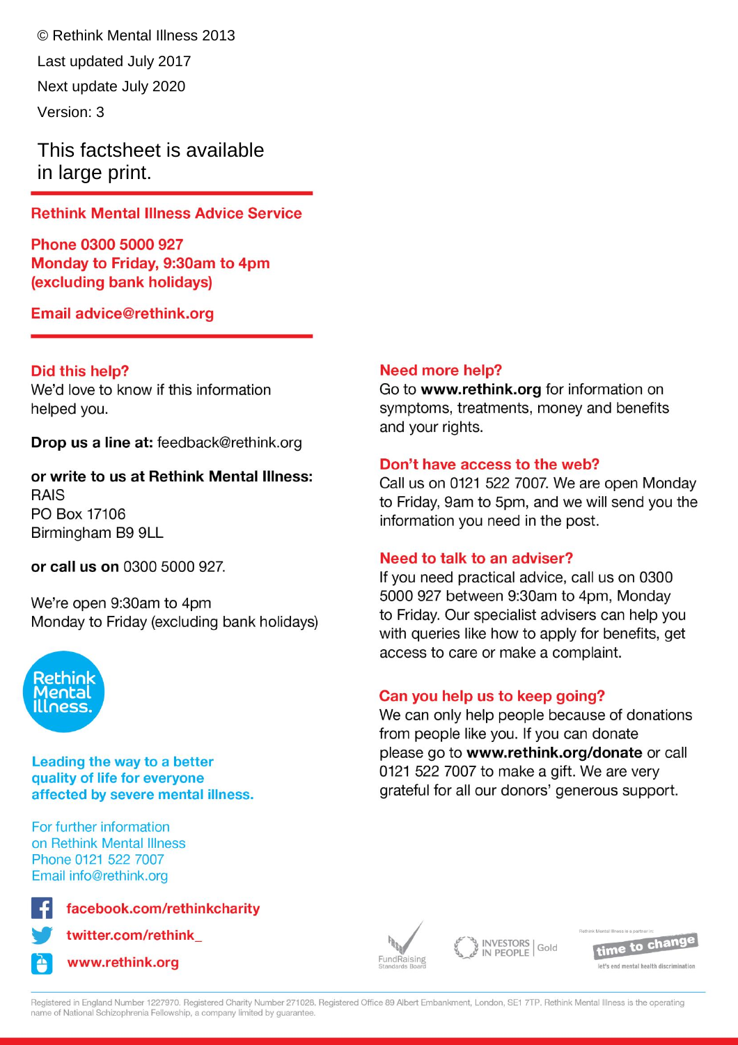© Rethink Mental Illness 2013

Last updated July 2017

Next update July 2020

Version: 3

This factsheet is available in large print.

**Rethink Mental Illness Advice Service**

**Phone 0300 5000 927**
**Monday to Friday, 9:30am to 4pm**
**(excluding bank holidays)**

**Email advice@rethink.org**

## Did this help?

We'd love to know if this information helped you.

**Drop us a line at:** feedback@rethink.org

**or write to us at Rethink Mental Illness:**
RAIS
PO Box 17106
Birmingham B9 9LL

**or call us on** 0300 5000 927.

We're open 9:30am to 4pm
Monday to Friday (excluding bank holidays)

Rethink Mental Illness.

Leading the way to a better quality of life for everyone affected by severe mental illness.

For further information on Rethink Mental Illness
Phone 0121 522 7007
Email info@rethink.org

facebook.com/rethinkcharity

twitter.com/rethink_

www.rethink.org

## Need more help?

Go to **www.rethink.org** for information on symptoms, treatments, money and benefits and your rights.

## Don't have access to the web?

Call us on 0121 522 7007. We are open Monday to Friday, 9am to 5pm, and we will send you the information you need in the post.

## Need to talk to an adviser?

If you need practical advice, call us on 0300 5000 927 between 9:30am to 4pm, Monday to Friday. Our specialist advisers can help you with queries like how to apply for benefits, get access to care or make a complaint.

## Can you help us to keep going?

We can only help people because of donations from people like you. If you can donate please go to **www.rethink.org/donate** or call 0121 522 7007 to make a gift. We are very grateful for all our donors' generous support.

FundRaising Standards Board

INVESTORS IN PEOPLE | Gold

Rethink Mental Illness is a partner in: time to change — let's end mental health discrimination

Registered in England Number 1227970. Registered Charity Number 271028. Registered Office 89 Albert Embankment, London, SE1 7TP. Rethink Mental Illness is the operating name of National Schizophrenia Fellowship, a company limited by guarantee.